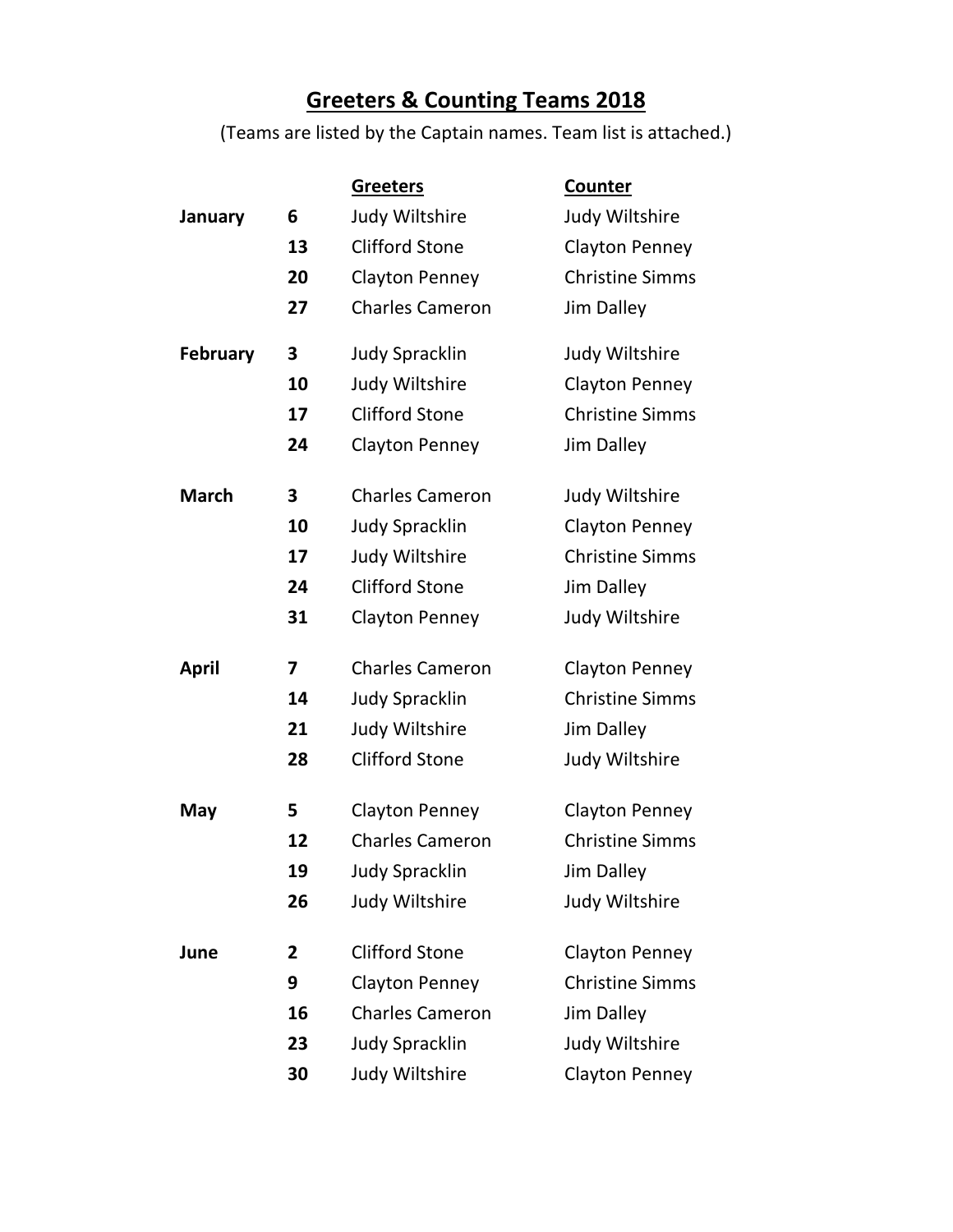# Greeters & Counting Teams 2018

(Teams are listed by the Captain names. Team list is attached.)

| | | Greeters | Counter |
|---|---|---|---|
| **January** | **6** | Judy Wiltshire | Judy Wiltshire |
| | **13** | Clifford Stone | Clayton Penney |
| | **20** | Clayton Penney | Christine Simms |
| | **27** | Charles Cameron | Jim Dalley |
| **February** | **3** | Judy Spracklin | Judy Wiltshire |
| | **10** | Judy Wiltshire | Clayton Penney |
| | **17** | Clifford Stone | Christine Simms |
| | **24** | Clayton Penney | Jim Dalley |
| **March** | **3** | Charles Cameron | Judy Wiltshire |
| | **10** | Judy Spracklin | Clayton Penney |
| | **17** | Judy Wiltshire | Christine Simms |
| | **24** | Clifford Stone | Jim Dalley |
| | **31** | Clayton Penney | Judy Wiltshire |
| **April** | **7** | Charles Cameron | Clayton Penney |
| | **14** | Judy Spracklin | Christine Simms |
| | **21** | Judy Wiltshire | Jim Dalley |
| | **28** | Clifford Stone | Judy Wiltshire |
| **May** | **5** | Clayton Penney | Clayton Penney |
| | **12** | Charles Cameron | Christine Simms |
| | **19** | Judy Spracklin | Jim Dalley |
| | **26** | Judy Wiltshire | Judy Wiltshire |
| **June** | **2** | Clifford Stone | Clayton Penney |
| | **9** | Clayton Penney | Christine Simms |
| | **16** | Charles Cameron | Jim Dalley |
| | **23** | Judy Spracklin | Judy Wiltshire |
| | **30** | Judy Wiltshire | Clayton Penney |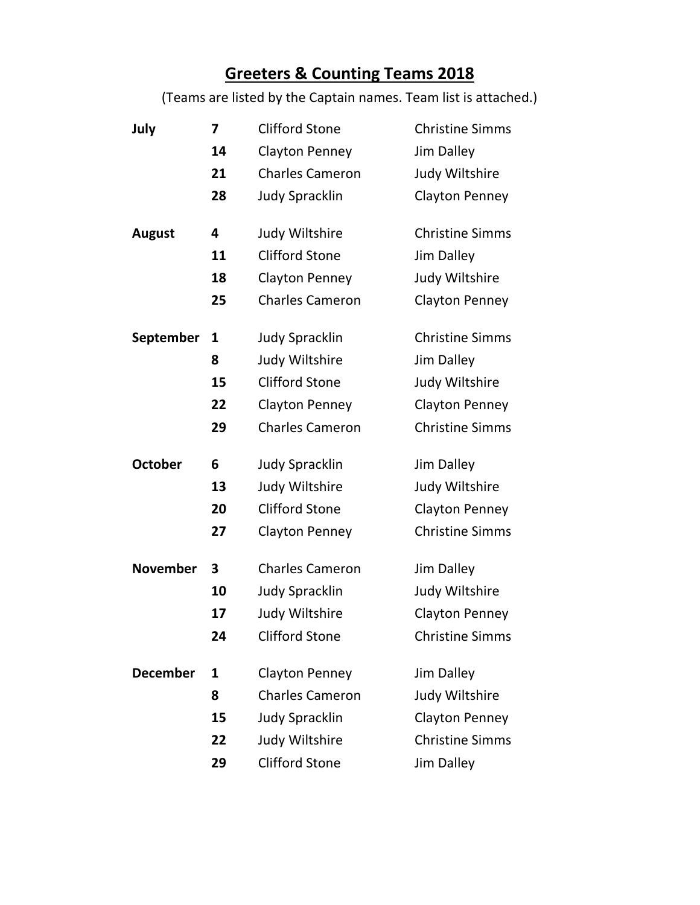# Greeters & Counting Teams 2018

(Teams are listed by the Captain names. Team list is attached.)

| | | | |
|---|---|---|---|
| **July** | **7** | Clifford Stone | Christine Simms |
| | **14** | Clayton Penney | Jim Dalley |
| | **21** | Charles Cameron | Judy Wiltshire |
| | **28** | Judy Spracklin | Clayton Penney |
| **August** | **4** | Judy Wiltshire | Christine Simms |
| | **11** | Clifford Stone | Jim Dalley |
| | **18** | Clayton Penney | Judy Wiltshire |
| | **25** | Charles Cameron | Clayton Penney |
| **September** | **1** | Judy Spracklin | Christine Simms |
| | **8** | Judy Wiltshire | Jim Dalley |
| | **15** | Clifford Stone | Judy Wiltshire |
| | **22** | Clayton Penney | Clayton Penney |
| | **29** | Charles Cameron | Christine Simms |
| **October** | **6** | Judy Spracklin | Jim Dalley |
| | **13** | Judy Wiltshire | Judy Wiltshire |
| | **20** | Clifford Stone | Clayton Penney |
| | **27** | Clayton Penney | Christine Simms |
| **November** | **3** | Charles Cameron | Jim Dalley |
| | **10** | Judy Spracklin | Judy Wiltshire |
| | **17** | Judy Wiltshire | Clayton Penney |
| | **24** | Clifford Stone | Christine Simms |
| **December** | **1** | Clayton Penney | Jim Dalley |
| | **8** | Charles Cameron | Judy Wiltshire |
| | **15** | Judy Spracklin | Clayton Penney |
| | **22** | Judy Wiltshire | Christine Simms |
| | **29** | Clifford Stone | Jim Dalley |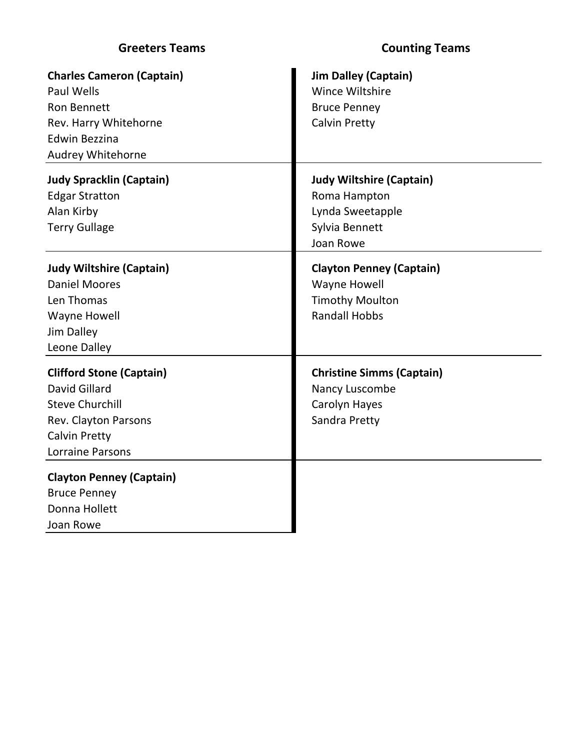| Greeters Teams | Counting Teams |
|---|---|
| **Charles Cameron (Captain)**<br>Paul Wells<br>Ron Bennett<br>Rev. Harry Whitehorne<br>Edwin Bezzina<br>Audrey Whitehorne | **Jim Dalley (Captain)**<br>Wince Wiltshire<br>Bruce Penney<br>Calvin Pretty |
| **Judy Spracklin (Captain)**<br>Edgar Stratton<br>Alan Kirby<br>Terry Gullage | **Judy Wiltshire (Captain)**<br>Roma Hampton<br>Lynda Sweetapple<br>Sylvia Bennett<br>Joan Rowe |
| **Judy Wiltshire (Captain)**<br>Daniel Moores<br>Len Thomas<br>Wayne Howell<br>Jim Dalley<br>Leone Dalley | **Clayton Penney (Captain)**<br>Wayne Howell<br>Timothy Moulton<br>Randall Hobbs |
| **Clifford Stone (Captain)**<br>David Gillard<br>Steve Churchill<br>Rev. Clayton Parsons<br>Calvin Pretty<br>Lorraine Parsons | **Christine Simms (Captain)**<br>Nancy Luscombe<br>Carolyn Hayes<br>Sandra Pretty |
| **Clayton Penney (Captain)**<br>Bruce Penney<br>Donna Hollett<br>Joan Rowe | |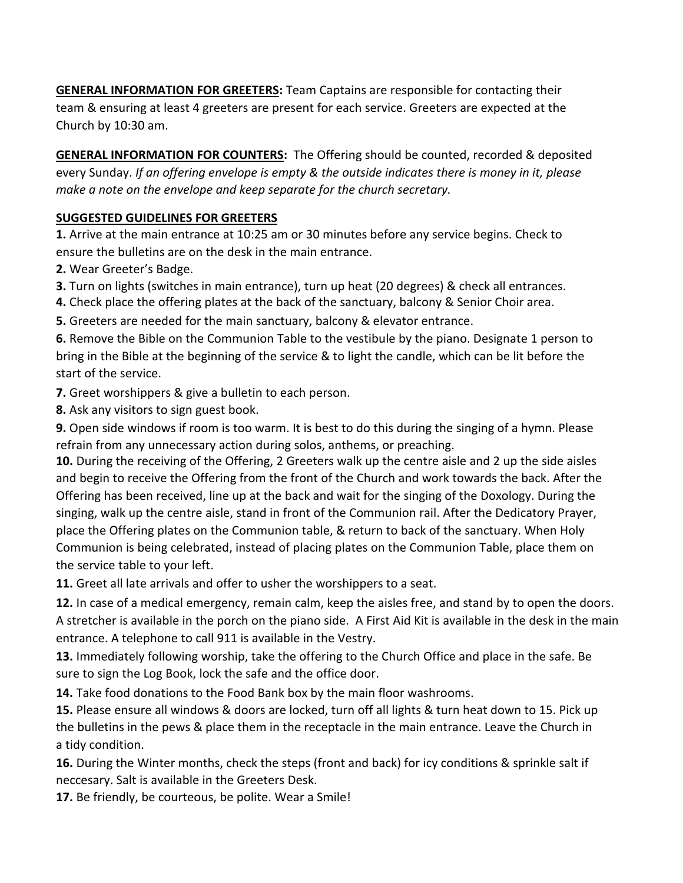**<u>GENERAL INFORMATION FOR GREETERS</u>:** Team Captains are responsible for contacting their team & ensuring at least 4 greeters are present for each service. Greeters are expected at the Church by 10:30 am.

**<u>GENERAL INFORMATION FOR COUNTERS</u>:** The Offering should be counted, recorded & deposited every Sunday. *If an offering envelope is empty & the outside indicates there is money in it, please make a note on the envelope and keep separate for the church secretary.*

**<u>SUGGESTED GUIDELINES FOR GREETERS</u>**

**1.** Arrive at the main entrance at 10:25 am or 30 minutes before any service begins. Check to ensure the bulletins are on the desk in the main entrance.

**2.** Wear Greeter's Badge.

**3.** Turn on lights (switches in main entrance), turn up heat (20 degrees) & check all entrances.

**4.** Check place the offering plates at the back of the sanctuary, balcony & Senior Choir area.

**5.** Greeters are needed for the main sanctuary, balcony & elevator entrance.

**6.** Remove the Bible on the Communion Table to the vestibule by the piano. Designate 1 person to bring in the Bible at the beginning of the service & to light the candle, which can be lit before the start of the service.

**7.** Greet worshippers & give a bulletin to each person.

**8.** Ask any visitors to sign guest book.

**9.** Open side windows if room is too warm. It is best to do this during the singing of a hymn. Please refrain from any unnecessary action during solos, anthems, or preaching.

**10.** During the receiving of the Offering, 2 Greeters walk up the centre aisle and 2 up the side aisles and begin to receive the Offering from the front of the Church and work towards the back. After the Offering has been received, line up at the back and wait for the singing of the Doxology. During the singing, walk up the centre aisle, stand in front of the Communion rail. After the Dedicatory Prayer, place the Offering plates on the Communion table, & return to back of the sanctuary. When Holy Communion is being celebrated, instead of placing plates on the Communion Table, place them on the service table to your left.

**11.** Greet all late arrivals and offer to usher the worshippers to a seat.

**12.** In case of a medical emergency, remain calm, keep the aisles free, and stand by to open the doors. A stretcher is available in the porch on the piano side. A First Aid Kit is available in the desk in the main entrance. A telephone to call 911 is available in the Vestry.

**13.** Immediately following worship, take the offering to the Church Office and place in the safe. Be sure to sign the Log Book, lock the safe and the office door.

**14.** Take food donations to the Food Bank box by the main floor washrooms.

**15.** Please ensure all windows & doors are locked, turn off all lights & turn heat down to 15. Pick up the bulletins in the pews & place them in the receptacle in the main entrance. Leave the Church in a tidy condition.

**16.** During the Winter months, check the steps (front and back) for icy conditions & sprinkle salt if neccesary. Salt is available in the Greeters Desk.

**17.** Be friendly, be courteous, be polite. Wear a Smile!